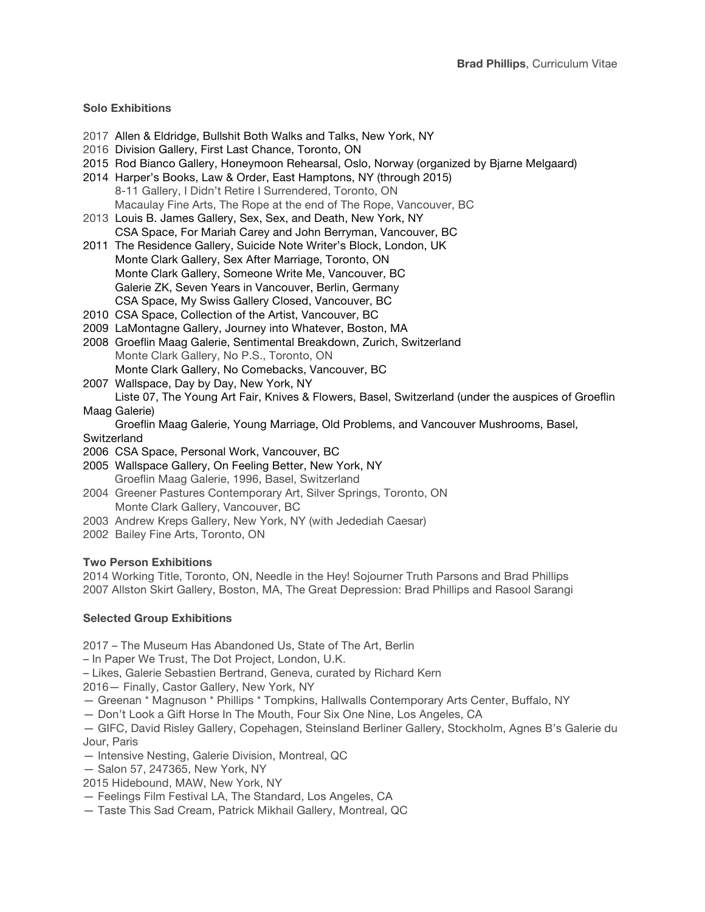**Brad Phillips**, Curriculum Vitae

### Solo Exhibitions

2017 Allen & Eldridge, Bullshit Both Walks and Talks, New York, NY
2016 Division Gallery, First Last Chance, Toronto, ON
2015 Rod Bianco Gallery, Honeymoon Rehearsal, Oslo, Norway (organized by Bjarne Melgaard)
2014 Harper's Books, Law & Order, East Hamptons, NY (through 2015)
 8-11 Gallery, I Didn't Retire I Surrendered, Toronto, ON
 Macaulay Fine Arts, The Rope at the end of The Rope, Vancouver, BC
2013 Louis B. James Gallery, Sex, Sex, and Death, New York, NY
 CSA Space, For Mariah Carey and John Berryman, Vancouver, BC
2011 The Residence Gallery, Suicide Note Writer's Block, London, UK
 Monte Clark Gallery, Sex After Marriage, Toronto, ON
 Monte Clark Gallery, Someone Write Me, Vancouver, BC
 Galerie ZK, Seven Years in Vancouver, Berlin, Germany
 CSA Space, My Swiss Gallery Closed, Vancouver, BC
2010 CSA Space, Collection of the Artist, Vancouver, BC
2009 LaMontagne Gallery, Journey into Whatever, Boston, MA
2008 Groeflin Maag Galerie, Sentimental Breakdown, Zurich, Switzerland
 Monte Clark Gallery, No P.S., Toronto, ON
 Monte Clark Gallery, No Comebacks, Vancouver, BC
2007 Wallspace, Day by Day, New York, NY
 Liste 07, The Young Art Fair, Knives & Flowers, Basel, Switzerland (under the auspices of Groeflin Maag Galerie)
 Groeflin Maag Galerie, Young Marriage, Old Problems, and Vancouver Mushrooms, Basel, Switzerland
2006 CSA Space, Personal Work, Vancouver, BC
2005 Wallspace Gallery, On Feeling Better, New York, NY
 Groeflin Maag Galerie, 1996, Basel, Switzerland
2004 Greener Pastures Contemporary Art, Silver Springs, Toronto, ON
 Monte Clark Gallery, Vancouver, BC
2003 Andrew Kreps Gallery, New York, NY (with Jedediah Caesar)
2002 Bailey Fine Arts, Toronto, ON

### Two Person Exhibitions

2014 Working Title, Toronto, ON, Needle in the Hey! Sojourner Truth Parsons and Brad Phillips
2007 Allston Skirt Gallery, Boston, MA, The Great Depression: Brad Phillips and Rasool Sarangi

### Selected Group Exhibitions

2017 – The Museum Has Abandoned Us, State of The Art, Berlin
– In Paper We Trust, The Dot Project, London, U.K.
– Likes, Galerie Sebastien Bertrand, Geneva, curated by Richard Kern
2016— Finally, Castor Gallery, New York, NY
— Greenan * Magnuson * Phillips * Tompkins, Hallwalls Contemporary Arts Center, Buffalo, NY
— Don't Look a Gift Horse In The Mouth, Four Six One Nine, Los Angeles, CA
— GIFC, David Risley Gallery, Copehagen, Steinsland Berliner Gallery, Stockholm, Agnes B's Galerie du Jour, Paris
— Intensive Nesting, Galerie Division, Montreal, QC
— Salon 57, 247365, New York, NY
2015 Hidebound, MAW, New York, NY
— Feelings Film Festival LA, The Standard, Los Angeles, CA
— Taste This Sad Cream, Patrick Mikhail Gallery, Montreal, QC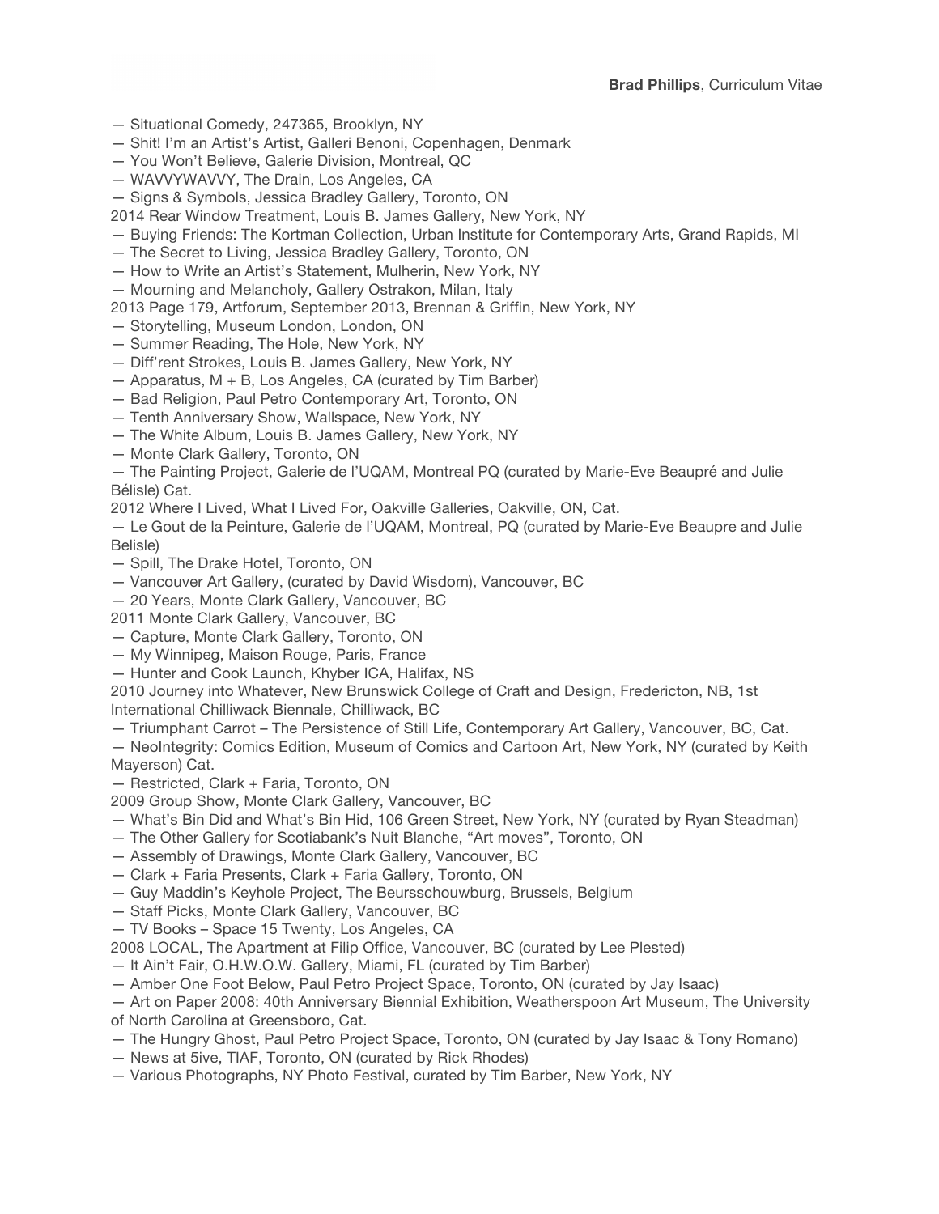— Situational Comedy, 247365, Brooklyn, NY
— Shit! I'm an Artist's Artist, Galleri Benoni, Copenhagen, Denmark
— You Won't Believe, Galerie Division, Montreal, QC
— WAVVYWAVVY, The Drain, Los Angeles, CA
— Signs & Symbols, Jessica Bradley Gallery, Toronto, ON
2014 Rear Window Treatment, Louis B. James Gallery, New York, NY
— Buying Friends: The Kortman Collection, Urban Institute for Contemporary Arts, Grand Rapids, MI
— The Secret to Living, Jessica Bradley Gallery, Toronto, ON
— How to Write an Artist's Statement, Mulherin, New York, NY
— Mourning and Melancholy, Gallery Ostrakon, Milan, Italy
2013 Page 179, Artforum, September 2013, Brennan & Griffin, New York, NY
— Storytelling, Museum London, London, ON
— Summer Reading, The Hole, New York, NY
— Diff'rent Strokes, Louis B. James Gallery, New York, NY
— Apparatus, M + B, Los Angeles, CA (curated by Tim Barber)
— Bad Religion, Paul Petro Contemporary Art, Toronto, ON
— Tenth Anniversary Show, Wallspace, New York, NY
— The White Album, Louis B. James Gallery, New York, NY
— Monte Clark Gallery, Toronto, ON
— The Painting Project, Galerie de l'UQAM, Montreal PQ (curated by Marie-Eve Beaupré and Julie Bélisle) Cat.
2012 Where I Lived, What I Lived For, Oakville Galleries, Oakville, ON, Cat.
— Le Gout de la Peinture, Galerie de l'UQAM, Montreal, PQ (curated by Marie-Eve Beaupre and Julie Belisle)
— Spill, The Drake Hotel, Toronto, ON
— Vancouver Art Gallery, (curated by David Wisdom), Vancouver, BC
— 20 Years, Monte Clark Gallery, Vancouver, BC
2011 Monte Clark Gallery, Vancouver, BC
— Capture, Monte Clark Gallery, Toronto, ON
— My Winnipeg, Maison Rouge, Paris, France
— Hunter and Cook Launch, Khyber ICA, Halifax, NS
2010 Journey into Whatever, New Brunswick College of Craft and Design, Fredericton, NB, 1st International Chilliwack Biennale, Chilliwack, BC
— Triumphant Carrot – The Persistence of Still Life, Contemporary Art Gallery, Vancouver, BC, Cat.
— NeoIntegrity: Comics Edition, Museum of Comics and Cartoon Art, New York, NY (curated by Keith Mayerson) Cat.
— Restricted, Clark + Faria, Toronto, ON
2009 Group Show, Monte Clark Gallery, Vancouver, BC
— What's Bin Did and What's Bin Hid, 106 Green Street, New York, NY (curated by Ryan Steadman)
— The Other Gallery for Scotiabank's Nuit Blanche, "Art moves", Toronto, ON
— Assembly of Drawings, Monte Clark Gallery, Vancouver, BC
— Clark + Faria Presents, Clark + Faria Gallery, Toronto, ON
— Guy Maddin's Keyhole Project, The Beursschouwburg, Brussels, Belgium
— Staff Picks, Monte Clark Gallery, Vancouver, BC
— TV Books – Space 15 Twenty, Los Angeles, CA
2008 LOCAL, The Apartment at Filip Office, Vancouver, BC (curated by Lee Plested)
— It Ain't Fair, O.H.W.O.W. Gallery, Miami, FL (curated by Tim Barber)
— Amber One Foot Below, Paul Petro Project Space, Toronto, ON (curated by Jay Isaac)
— Art on Paper 2008: 40th Anniversary Biennial Exhibition, Weatherspoon Art Museum, The University of North Carolina at Greensboro, Cat.
— The Hungry Ghost, Paul Petro Project Space, Toronto, ON (curated by Jay Isaac & Tony Romano)
— News at 5ive, TIAF, Toronto, ON (curated by Rick Rhodes)
— Various Photographs, NY Photo Festival, curated by Tim Barber, New York, NY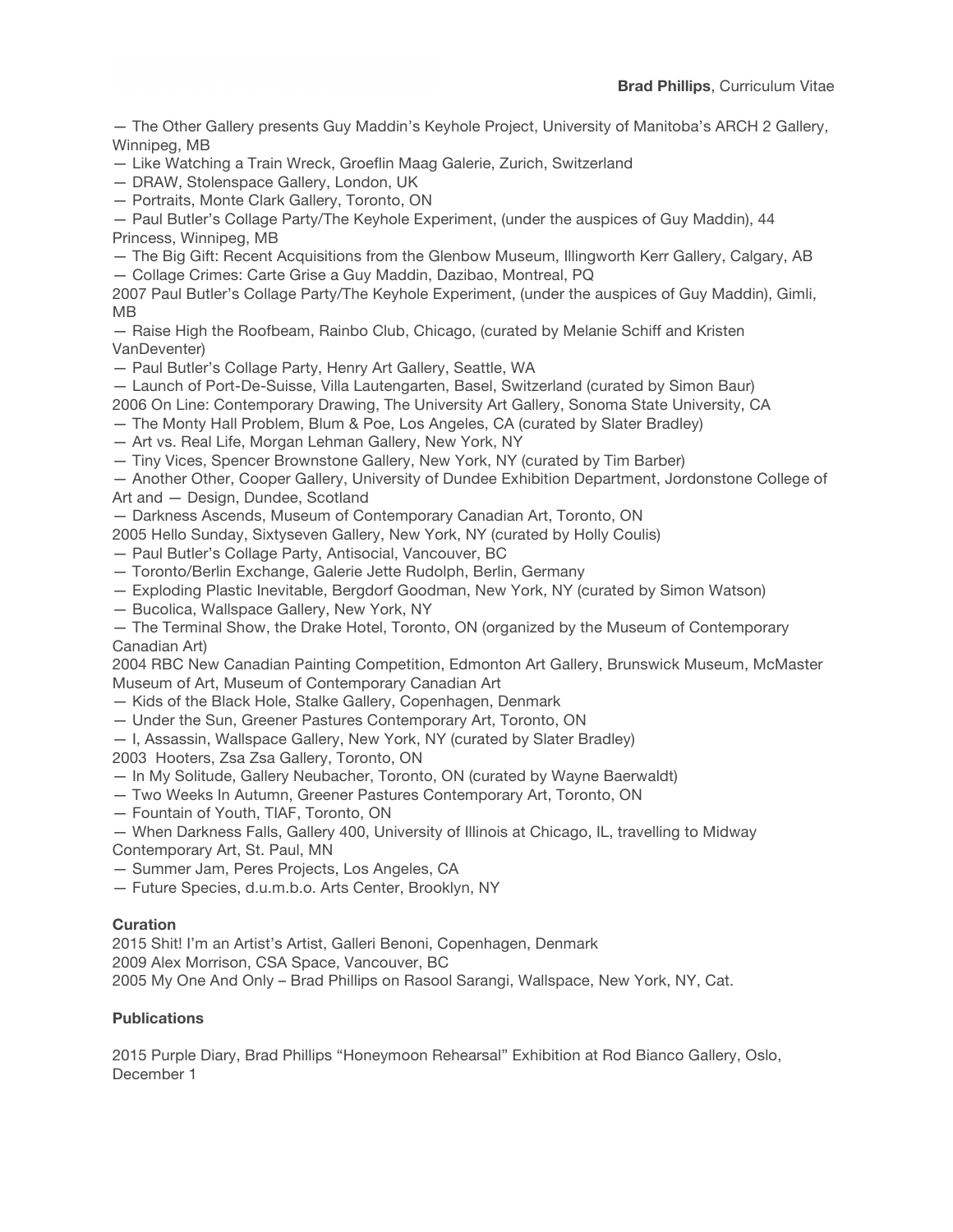— The Other Gallery presents Guy Maddin's Keyhole Project, University of Manitoba's ARCH 2 Gallery, Winnipeg, MB
— Like Watching a Train Wreck, Groeflin Maag Galerie, Zurich, Switzerland
— DRAW, Stolenspace Gallery, London, UK
— Portraits, Monte Clark Gallery, Toronto, ON
— Paul Butler's Collage Party/The Keyhole Experiment, (under the auspices of Guy Maddin), 44 Princess, Winnipeg, MB
— The Big Gift: Recent Acquisitions from the Glenbow Museum, Illingworth Kerr Gallery, Calgary, AB
— Collage Crimes: Carte Grise a Guy Maddin, Dazibao, Montreal, PQ
2007 Paul Butler's Collage Party/The Keyhole Experiment, (under the auspices of Guy Maddin), Gimli, MB
— Raise High the Roofbeam, Rainbo Club, Chicago, (curated by Melanie Schiff and Kristen VanDeventer)
— Paul Butler's Collage Party, Henry Art Gallery, Seattle, WA
— Launch of Port-De-Suisse, Villa Lautengarten, Basel, Switzerland (curated by Simon Baur)
2006 On Line: Contemporary Drawing, The University Art Gallery, Sonoma State University, CA
— The Monty Hall Problem, Blum & Poe, Los Angeles, CA (curated by Slater Bradley)
— Art vs. Real Life, Morgan Lehman Gallery, New York, NY
— Tiny Vices, Spencer Brownstone Gallery, New York, NY (curated by Tim Barber)
— Another Other, Cooper Gallery, University of Dundee Exhibition Department, Jordonstone College of Art and — Design, Dundee, Scotland
— Darkness Ascends, Museum of Contemporary Canadian Art, Toronto, ON
2005 Hello Sunday, Sixtyseven Gallery, New York, NY (curated by Holly Coulis)
— Paul Butler's Collage Party, Antisocial, Vancouver, BC
— Toronto/Berlin Exchange, Galerie Jette Rudolph, Berlin, Germany
— Exploding Plastic Inevitable, Bergdorf Goodman, New York, NY (curated by Simon Watson)
— Bucolica, Wallspace Gallery, New York, NY
— The Terminal Show, the Drake Hotel, Toronto, ON (organized by the Museum of Contemporary Canadian Art)
2004 RBC New Canadian Painting Competition, Edmonton Art Gallery, Brunswick Museum, McMaster Museum of Art, Museum of Contemporary Canadian Art
— Kids of the Black Hole, Stalke Gallery, Copenhagen, Denmark
— Under the Sun, Greener Pastures Contemporary Art, Toronto, ON
— I, Assassin, Wallspace Gallery, New York, NY (curated by Slater Bradley)
2003 Hooters, Zsa Zsa Gallery, Toronto, ON
— In My Solitude, Gallery Neubacher, Toronto, ON (curated by Wayne Baerwaldt)
— Two Weeks In Autumn, Greener Pastures Contemporary Art, Toronto, ON
— Fountain of Youth, TIAF, Toronto, ON
— When Darkness Falls, Gallery 400, University of Illinois at Chicago, IL, travelling to Midway Contemporary Art, St. Paul, MN
— Summer Jam, Peres Projects, Los Angeles, CA
— Future Species, d.u.m.b.o. Arts Center, Brooklyn, NY

**Curation**

2015 Shit! I'm an Artist's Artist, Galleri Benoni, Copenhagen, Denmark
2009 Alex Morrison, CSA Space, Vancouver, BC
2005 My One And Only – Brad Phillips on Rasool Sarangi, Wallspace, New York, NY, Cat.

**Publications**

2015 Purple Diary, Brad Phillips "Honeymoon Rehearsal" Exhibition at Rod Bianco Gallery, Oslo, December 1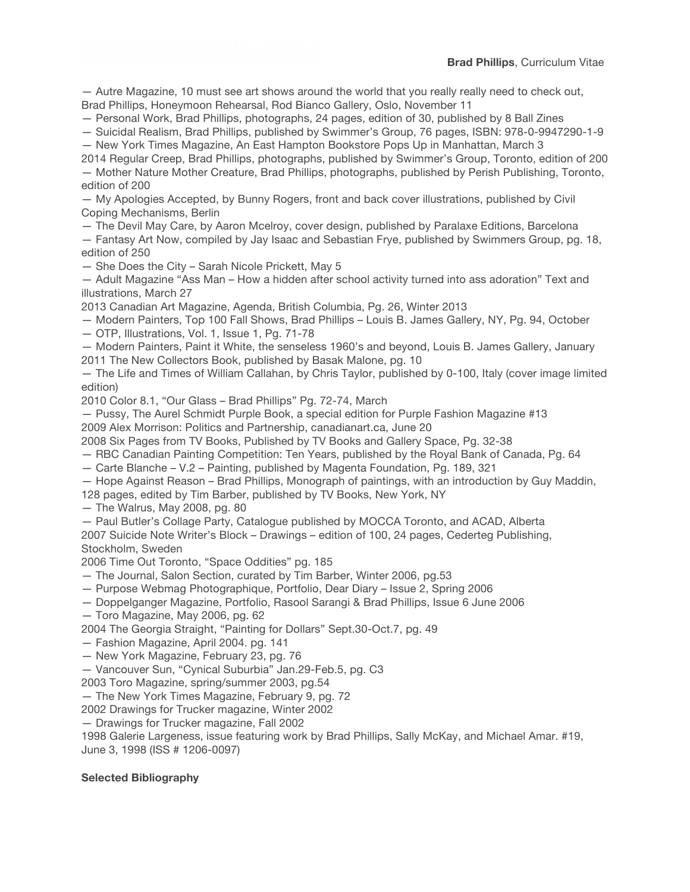— Autre Magazine, 10 must see art shows around the world that you really really need to check out, Brad Phillips, Honeymoon Rehearsal, Rod Bianco Gallery, Oslo, November 11

— Personal Work, Brad Phillips, photographs, 24 pages, edition of 30, published by 8 Ball Zines

— Suicidal Realism, Brad Phillips, published by Swimmer's Group, 76 pages, ISBN: 978-0-9947290-1-9

— New York Times Magazine, An East Hampton Bookstore Pops Up in Manhattan, March 3

2014 Regular Creep, Brad Phillips, photographs, published by Swimmer's Group, Toronto, edition of 200

— Mother Nature Mother Creature, Brad Phillips, photographs, published by Perish Publishing, Toronto, edition of 200

— My Apologies Accepted, by Bunny Rogers, front and back cover illustrations, published by Civil Coping Mechanisms, Berlin

— The Devil May Care, by Aaron Mcelroy, cover design, published by Paralaxe Editions, Barcelona

— Fantasy Art Now, compiled by Jay Isaac and Sebastian Frye, published by Swimmers Group, pg. 18, edition of 250

— She Does the City – Sarah Nicole Prickett, May 5

— Adult Magazine "Ass Man – How a hidden after school activity turned into ass adoration" Text and illustrations, March 27

2013 Canadian Art Magazine, Agenda, British Columbia, Pg. 26, Winter 2013

— Modern Painters, Top 100 Fall Shows, Brad Phillips – Louis B. James Gallery, NY, Pg. 94, October

— OTP, Illustrations, Vol. 1, Issue 1, Pg. 71-78

— Modern Painters, Paint it White, the senseless 1960's and beyond, Louis B. James Gallery, January

2011 The New Collectors Book, published by Basak Malone, pg. 10

— The Life and Times of William Callahan, by Chris Taylor, published by 0-100, Italy (cover image limited edition)

2010 Color 8.1, "Our Glass – Brad Phillips" Pg. 72-74, March

— Pussy, The Aurel Schmidt Purple Book, a special edition for Purple Fashion Magazine #13

2009 Alex Morrison: Politics and Partnership, canadianart.ca, June 20

2008 Six Pages from TV Books, Published by TV Books and Gallery Space, Pg. 32-38

— RBC Canadian Painting Competition: Ten Years, published by the Royal Bank of Canada, Pg. 64

— Carte Blanche – V.2 – Painting, published by Magenta Foundation, Pg. 189, 321

— Hope Against Reason – Brad Phillips, Monograph of paintings, with an introduction by Guy Maddin, 128 pages, edited by Tim Barber, published by TV Books, New York, NY

— The Walrus, May 2008, pg. 80

— Paul Butler's Collage Party, Catalogue published by MOCCA Toronto, and ACAD, Alberta

2007 Suicide Note Writer's Block – Drawings – edition of 100, 24 pages, Cederteg Publishing, Stockholm, Sweden

2006 Time Out Toronto, "Space Oddities" pg. 185

— The Journal, Salon Section, curated by Tim Barber, Winter 2006, pg.53

— Purpose Webmag Photographique, Portfolio, Dear Diary – Issue 2, Spring 2006

— Doppelganger Magazine, Portfolio, Rasool Sarangi & Brad Phillips, Issue 6 June 2006

— Toro Magazine, May 2006, pg. 62

2004 The Georgia Straight, "Painting for Dollars" Sept.30-Oct.7, pg. 49

— Fashion Magazine, April 2004. pg. 141

— New York Magazine, February 23, pg. 76

— Vancouver Sun, "Cynical Suburbia" Jan.29-Feb.5, pg. C3

2003 Toro Magazine, spring/summer 2003, pg.54

— The New York Times Magazine, February 9, pg. 72

2002 Drawings for Trucker magazine, Winter 2002

— Drawings for Trucker magazine, Fall 2002

1998 Galerie Largeness, issue featuring work by Brad Phillips, Sally McKay, and Michael Amar. #19, June 3, 1998 (ISS # 1206-0097)

**Selected Bibliography**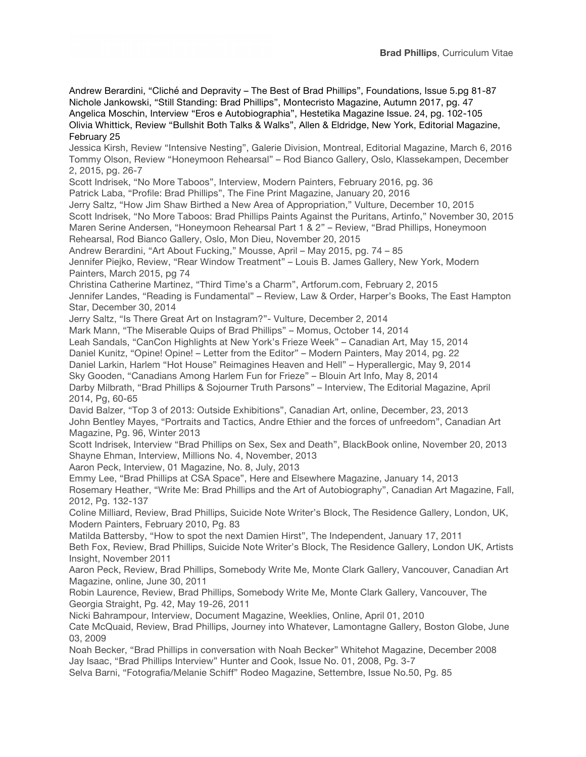Andrew Berardini, “Cliché and Depravity – The Best of Brad Phillips”, Foundations, Issue 5.pg 81-87
Nichole Jankowski, “Still Standing: Brad Phillips”, Montecristo Magazine, Autumn 2017, pg. 47
Angelica Moschin, Interview “Eros e Autobiographia”, Hestetika Magazine Issue. 24, pg. 102-105
Olivia Whittick, Review “Bullshit Both Talks & Walks”, Allen & Eldridge, New York, Editorial Magazine, February 25
Jessica Kirsh, Review “Intensive Nesting”, Galerie Division, Montreal, Editorial Magazine, March 6, 2016
Tommy Olson, Review “Honeymoon Rehearsal” – Rod Bianco Gallery, Oslo, Klassekampen, December 2, 2015, pg. 26-7
Scott Indrisek, “No More Taboos”, Interview, Modern Painters, February 2016, pg. 36
Patrick Laba, “Profile: Brad Phillips”, The Fine Print Magazine, January 20, 2016
Jerry Saltz, “How Jim Shaw Birthed a New Area of Appropriation,” Vulture, December 10, 2015
Scott Indrisek, “No More Taboos: Brad Phillips Paints Against the Puritans, Artinfo,” November 30, 2015
Maren Serine Andersen, “Honeymoon Rehearsal Part 1 & 2” – Review, “Brad Phillips, Honeymoon Rehearsal, Rod Bianco Gallery, Oslo, Mon Dieu, November 20, 2015
Andrew Berardini, “Art About Fucking,” Mousse, April – May 2015, pg. 74 – 85
Jennifer Piejko, Review, “Rear Window Treatment” – Louis B. James Gallery, New York, Modern Painters, March 2015, pg 74
Christina Catherine Martinez, “Third Time’s a Charm”, Artforum.com, February 2, 2015
Jennifer Landes, “Reading is Fundamental” – Review, Law & Order, Harper’s Books, The East Hampton Star, December 30, 2014
Jerry Saltz, “Is There Great Art on Instagram?”- Vulture, December 2, 2014
Mark Mann, “The Miserable Quips of Brad Phillips” – Momus, October 14, 2014
Leah Sandals, “CanCon Highlights at New York’s Frieze Week” – Canadian Art, May 15, 2014
Daniel Kunitz, “Opine! Opine! – Letter from the Editor” – Modern Painters, May 2014, pg. 22
Daniel Larkin, Harlem “Hot House” Reimagines Heaven and Hell” – Hyperallergic, May 9, 2014
Sky Gooden, “Canadians Among Harlem Fun for Frieze” – Blouin Art Info, May 8, 2014
Darby Milbrath, “Brad Phillips & Sojourner Truth Parsons” – Interview, The Editorial Magazine, April 2014, Pg, 60-65
David Balzer, “Top 3 of 2013: Outside Exhibitions”, Canadian Art, online, December, 23, 2013
John Bentley Mayes, “Portraits and Tactics, Andre Ethier and the forces of unfreedom”, Canadian Art Magazine, Pg. 96, Winter 2013
Scott Indrisek, Interview “Brad Phillips on Sex, Sex and Death”, BlackBook online, November 20, 2013
Shayne Ehman, Interview, Millions No. 4, November, 2013
Aaron Peck, Interview, 01 Magazine, No. 8, July, 2013
Emmy Lee, “Brad Phillips at CSA Space”, Here and Elsewhere Magazine, January 14, 2013
Rosemary Heather, “Write Me: Brad Phillips and the Art of Autobiography”, Canadian Art Magazine, Fall, 2012, Pg. 132-137
Coline Milliard, Review, Brad Phillips, Suicide Note Writer’s Block, The Residence Gallery, London, UK, Modern Painters, February 2010, Pg. 83
Matilda Battersby, “How to spot the next Damien Hirst”, The Independent, January 17, 2011
Beth Fox, Review, Brad Phillips, Suicide Note Writer’s Block, The Residence Gallery, London UK, Artists Insight, November 2011
Aaron Peck, Review, Brad Phillips, Somebody Write Me, Monte Clark Gallery, Vancouver, Canadian Art Magazine, online, June 30, 2011
Robin Laurence, Review, Brad Phillips, Somebody Write Me, Monte Clark Gallery, Vancouver, The Georgia Straight, Pg. 42, May 19-26, 2011
Nicki Bahrampour, Interview, Document Magazine, Weeklies, Online, April 01, 2010
Cate McQuaid, Review, Brad Phillips, Journey into Whatever, Lamontagne Gallery, Boston Globe, June 03, 2009
Noah Becker, “Brad Phillips in conversation with Noah Becker” Whitehot Magazine, December 2008
Jay Isaac, “Brad Phillips Interview” Hunter and Cook, Issue No. 01, 2008, Pg. 3-7
Selva Barni, “Fotografia/Melanie Schiff” Rodeo Magazine, Settembre, Issue No.50, Pg. 85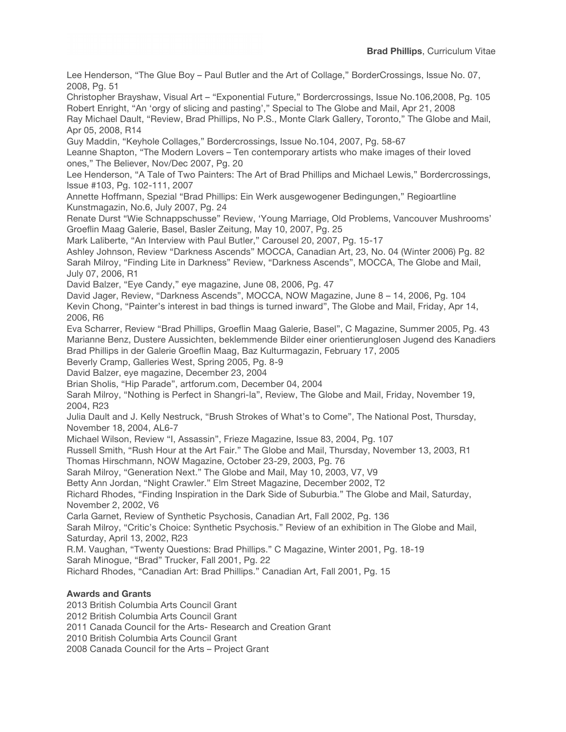Lee Henderson, "The Glue Boy – Paul Butler and the Art of Collage," BorderCrossings, Issue No. 07, 2008, Pg. 51
Christopher Brayshaw, Visual Art – "Exponential Future," Bordercrossings, Issue No.106,2008, Pg. 105
Robert Enright, "An 'orgy of slicing and pasting'," Special to The Globe and Mail, Apr 21, 2008
Ray Michael Dault, "Review, Brad Phillips, No P.S., Monte Clark Gallery, Toronto," The Globe and Mail, Apr 05, 2008, R14
Guy Maddin, "Keyhole Collages," Bordercrossings, Issue No.104, 2007, Pg. 58-67
Leanne Shapton, "The Modern Lovers – Ten contemporary artists who make images of their loved ones," The Believer, Nov/Dec 2007, Pg. 20
Lee Henderson, "A Tale of Two Painters: The Art of Brad Phillips and Michael Lewis," Bordercrossings, Issue #103, Pg. 102-111, 2007
Annette Hoffmann, Spezial "Brad Phillips: Ein Werk ausgewogener Bedingungen," Regioartline Kunstmagazin, No.6, July 2007, Pg. 24
Renate Durst "Wie Schnappschusse" Review, 'Young Marriage, Old Problems, Vancouver Mushrooms' Groeflin Maag Galerie, Basel, Basler Zeitung, May 10, 2007, Pg. 25
Mark Laliberte, "An Interview with Paul Butler," Carousel 20, 2007, Pg. 15-17
Ashley Johnson, Review "Darkness Ascends" MOCCA, Canadian Art, 23, No. 04 (Winter 2006) Pg. 82
Sarah Milroy, "Finding Lite in Darkness" Review, "Darkness Ascends", MOCCA, The Globe and Mail, July 07, 2006, R1
David Balzer, "Eye Candy," eye magazine, June 08, 2006, Pg. 47
David Jager, Review, "Darkness Ascends", MOCCA, NOW Magazine, June 8 – 14, 2006, Pg. 104
Kevin Chong, "Painter's interest in bad things is turned inward", The Globe and Mail, Friday, Apr 14, 2006, R6
Eva Scharrer, Review "Brad Phillips, Groeflin Maag Galerie, Basel", C Magazine, Summer 2005, Pg. 43
Marianne Benz, Dustere Aussichten, beklemmende Bilder einer orientierunglosen Jugend des Kanadiers Brad Phillips in der Galerie Groeflin Maag, Baz Kulturmagazin, February 17, 2005
Beverly Cramp, Galleries West, Spring 2005, Pg. 8-9
David Balzer, eye magazine, December 23, 2004
Brian Sholis, "Hip Parade", artforum.com, December 04, 2004
Sarah Milroy, "Nothing is Perfect in Shangri-la", Review, The Globe and Mail, Friday, November 19, 2004, R23
Julia Dault and J. Kelly Nestruck, "Brush Strokes of What's to Come", The National Post, Thursday, November 18, 2004, AL6-7
Michael Wilson, Review "I, Assassin", Frieze Magazine, Issue 83, 2004, Pg. 107
Russell Smith, "Rush Hour at the Art Fair." The Globe and Mail, Thursday, November 13, 2003, R1
Thomas Hirschmann, NOW Magazine, October 23-29, 2003, Pg. 76
Sarah Milroy, "Generation Next." The Globe and Mail, May 10, 2003, V7, V9
Betty Ann Jordan, "Night Crawler." Elm Street Magazine, December 2002, T2
Richard Rhodes, "Finding Inspiration in the Dark Side of Suburbia." The Globe and Mail, Saturday, November 2, 2002, V6
Carla Garnet, Review of Synthetic Psychosis, Canadian Art, Fall 2002, Pg. 136
Sarah Milroy, "Critic's Choice: Synthetic Psychosis." Review of an exhibition in The Globe and Mail, Saturday, April 13, 2002, R23
R.M. Vaughan, "Twenty Questions: Brad Phillips." C Magazine, Winter 2001, Pg. 18-19
Sarah Minogue, "Brad" Trucker, Fall 2001, Pg. 22
Richard Rhodes, "Canadian Art: Brad Phillips." Canadian Art, Fall 2001, Pg. 15

**Awards and Grants**

2013 British Columbia Arts Council Grant
2012 British Columbia Arts Council Grant
2011 Canada Council for the Arts- Research and Creation Grant
2010 British Columbia Arts Council Grant
2008 Canada Council for the Arts – Project Grant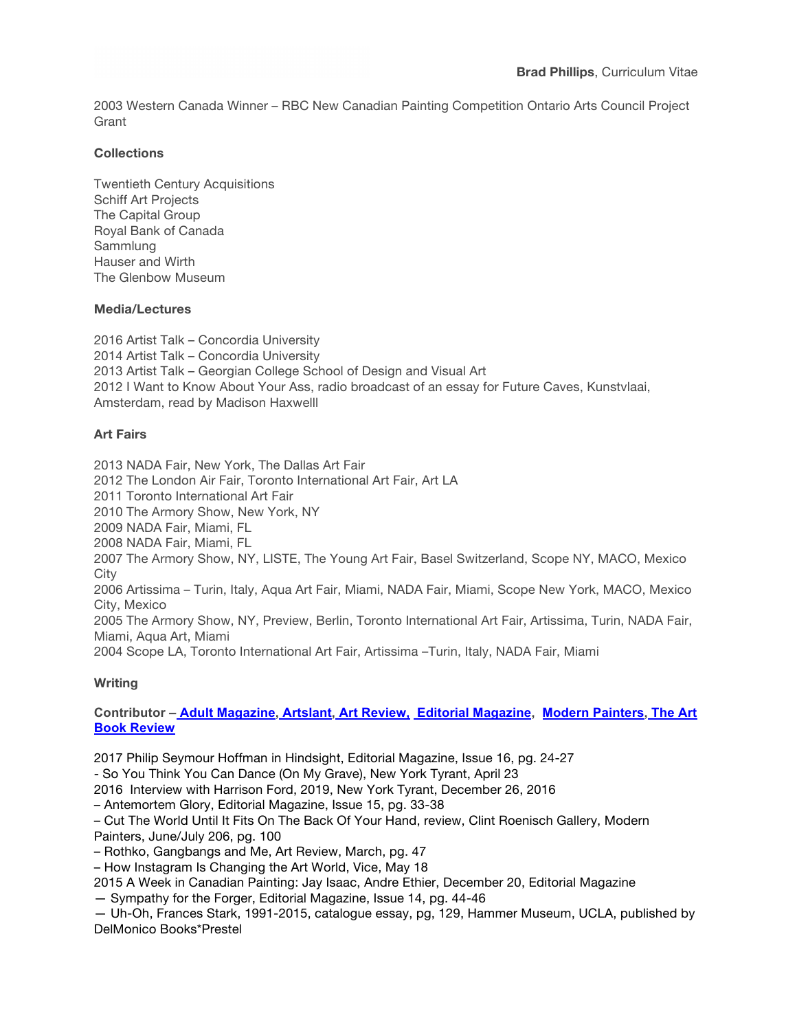2003 Western Canada Winner – RBC New Canadian Painting Competition Ontario Arts Council Project Grant

**Collections**

Twentieth Century Acquisitions
Schiff Art Projects
The Capital Group
Royal Bank of Canada
Sammlung
Hauser and Wirth
The Glenbow Museum

**Media/Lectures**

2016 Artist Talk – Concordia University
2014 Artist Talk – Concordia University
2013 Artist Talk – Georgian College School of Design and Visual Art
2012 I Want to Know About Your Ass, radio broadcast of an essay for Future Caves, Kunstvlaai, Amsterdam, read by Madison Haxwelll

**Art Fairs**

2013 NADA Fair, New York, The Dallas Art Fair
2012 The London Air Fair, Toronto International Art Fair, Art LA
2011 Toronto International Art Fair
2010 The Armory Show, New York, NY
2009 NADA Fair, Miami, FL
2008 NADA Fair, Miami, FL
2007 The Armory Show, NY, LISTE, The Young Art Fair, Basel Switzerland, Scope NY, MACO, Mexico City
2006 Artissima – Turin, Italy, Aqua Art Fair, Miami, NADA Fair, Miami, Scope New York, MACO, Mexico City, Mexico
2005 The Armory Show, NY, Preview, Berlin, Toronto International Art Fair, Artissima, Turin, NADA Fair, Miami, Aqua Art, Miami
2004 Scope LA, Toronto International Art Fair, Artissima –Turin, Italy, NADA Fair, Miami

**Writing**

**Contributor – Adult Magazine, Artslant, Art Review, Editorial Magazine, Modern Painters, The Art Book Review**

2017 Philip Seymour Hoffman in Hindsight, Editorial Magazine, Issue 16, pg. 24-27
- So You Think You Can Dance (On My Grave), New York Tyrant, April 23
2016 Interview with Harrison Ford, 2019, New York Tyrant, December 26, 2016
– Antemortem Glory, Editorial Magazine, Issue 15, pg. 33-38
– Cut The World Until It Fits On The Back Of Your Hand, review, Clint Roenisch Gallery, Modern Painters, June/July 206, pg. 100
– Rothko, Gangbangs and Me, Art Review, March, pg. 47
– How Instagram Is Changing the Art World, Vice, May 18
2015 A Week in Canadian Painting: Jay Isaac, Andre Ethier, December 20, Editorial Magazine
— Sympathy for the Forger, Editorial Magazine, Issue 14, pg. 44-46
— Uh-Oh, Frances Stark, 1991-2015, catalogue essay, pg, 129, Hammer Museum, UCLA, published by DelMonico Books*Prestel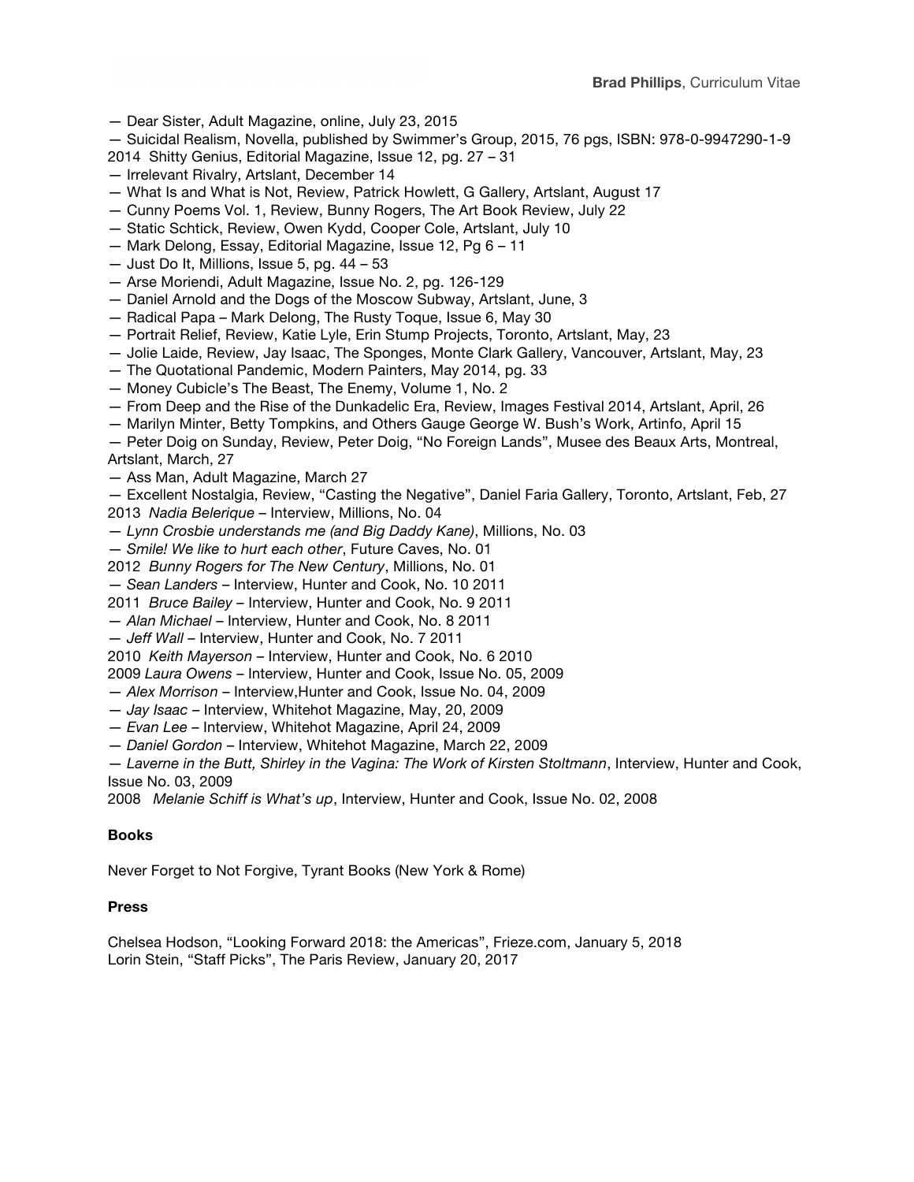— Dear Sister, Adult Magazine, online, July 23, 2015
— Suicidal Realism, Novella, published by Swimmer's Group, 2015, 76 pgs, ISBN: 978-0-9947290-1-9
2014 Shitty Genius, Editorial Magazine, Issue 12, pg. 27 – 31
— Irrelevant Rivalry, Artslant, December 14
— What Is and What is Not, Review, Patrick Howlett, G Gallery, Artslant, August 17
— Cunny Poems Vol. 1, Review, Bunny Rogers, The Art Book Review, July 22
— Static Schtick, Review, Owen Kydd, Cooper Cole, Artslant, July 10
— Mark Delong, Essay, Editorial Magazine, Issue 12, Pg 6 – 11
— Just Do It, Millions, Issue 5, pg. 44 – 53
— Arse Moriendi, Adult Magazine, Issue No. 2, pg. 126-129
— Daniel Arnold and the Dogs of the Moscow Subway, Artslant, June, 3
— Radical Papa – Mark Delong, The Rusty Toque, Issue 6, May 30
— Portrait Relief, Review, Katie Lyle, Erin Stump Projects, Toronto, Artslant, May, 23
— Jolie Laide, Review, Jay Isaac, The Sponges, Monte Clark Gallery, Vancouver, Artslant, May, 23
— The Quotational Pandemic, Modern Painters, May 2014, pg. 33
— Money Cubicle's The Beast, The Enemy, Volume 1, No. 2
— From Deep and the Rise of the Dunkadelic Era, Review, Images Festival 2014, Artslant, April, 26
— Marilyn Minter, Betty Tompkins, and Others Gauge George W. Bush's Work, Artinfo, April 15
— Peter Doig on Sunday, Review, Peter Doig, "No Foreign Lands", Musee des Beaux Arts, Montreal, Artslant, March, 27
— Ass Man, Adult Magazine, March 27
— Excellent Nostalgia, Review, "Casting the Negative", Daniel Faria Gallery, Toronto, Artslant, Feb, 27
2013 *Nadia Belerique* – Interview, Millions, No. 04
— *Lynn Crosbie understands me (and Big Daddy Kane)*, Millions, No. 03
— *Smile! We like to hurt each other*, Future Caves, No. 01
2012 *Bunny Rogers for The New Century*, Millions, No. 01
— *Sean Landers* – Interview, Hunter and Cook, No. 10 2011
2011 *Bruce Bailey* – Interview, Hunter and Cook, No. 9 2011
— *Alan Michael* – Interview, Hunter and Cook, No. 8 2011
— *Jeff Wall* – Interview, Hunter and Cook, No. 7 2011
2010 *Keith Mayerson* – Interview, Hunter and Cook, No. 6 2010
2009 *Laura Owens* – Interview, Hunter and Cook, Issue No. 05, 2009
— *Alex Morrison* – Interview,Hunter and Cook, Issue No. 04, 2009
— *Jay Isaac* – Interview, Whitehot Magazine, May, 20, 2009
— *Evan Lee* – Interview, Whitehot Magazine, April 24, 2009
— *Daniel Gordon* – Interview, Whitehot Magazine, March 22, 2009
— *Laverne in the Butt, Shirley in the Vagina: The Work of Kirsten Stoltmann*, Interview, Hunter and Cook, Issue No. 03, 2009
2008 *Melanie Schiff is What's up*, Interview, Hunter and Cook, Issue No. 02, 2008

**Books**

Never Forget to Not Forgive, Tyrant Books (New York & Rome)

**Press**

Chelsea Hodson, "Looking Forward 2018: the Americas", Frieze.com, January 5, 2018
Lorin Stein, "Staff Picks", The Paris Review, January 20, 2017